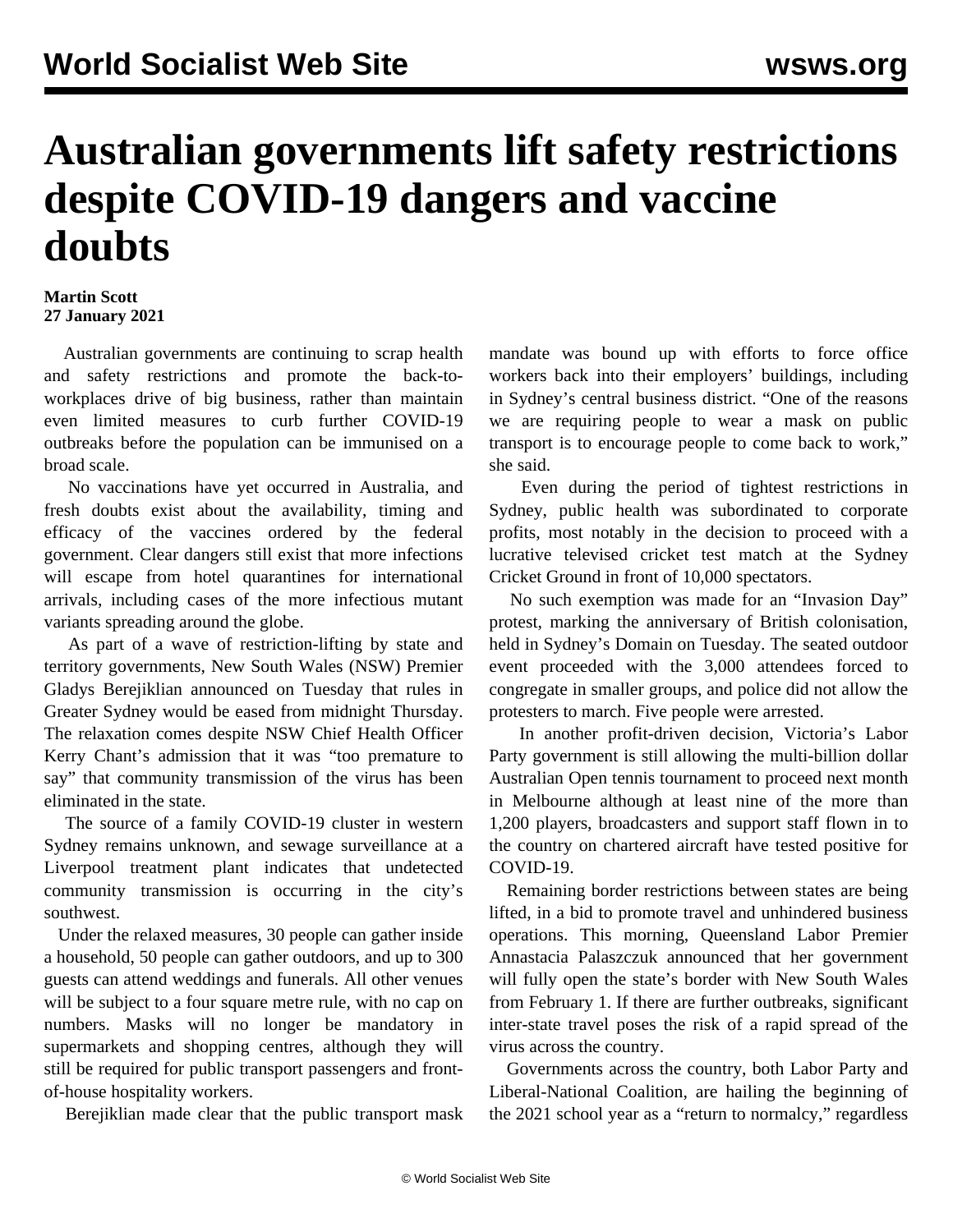# Australian governments lift safety restrictions despite COVID-19 dangers and vaccine doubts

**Martin Scott**
**27 January 2021**

Australian governments are continuing to scrap health and safety restrictions and promote the back-to-workplaces drive of big business, rather than maintain even limited measures to curb further COVID-19 outbreaks before the population can be immunised on a broad scale.

No vaccinations have yet occurred in Australia, and fresh doubts exist about the availability, timing and efficacy of the vaccines ordered by the federal government. Clear dangers still exist that more infections will escape from hotel quarantines for international arrivals, including cases of the more infectious mutant variants spreading around the globe.

As part of a wave of restriction-lifting by state and territory governments, New South Wales (NSW) Premier Gladys Berejiklian announced on Tuesday that rules in Greater Sydney would be eased from midnight Thursday. The relaxation comes despite NSW Chief Health Officer Kerry Chant's admission that it was "too premature to say" that community transmission of the virus has been eliminated in the state.

The source of a family COVID-19 cluster in western Sydney remains unknown, and sewage surveillance at a Liverpool treatment plant indicates that undetected community transmission is occurring in the city's southwest.

Under the relaxed measures, 30 people can gather inside a household, 50 people can gather outdoors, and up to 300 guests can attend weddings and funerals. All other venues will be subject to a four square metre rule, with no cap on numbers. Masks will no longer be mandatory in supermarkets and shopping centres, although they will still be required for public transport passengers and front-of-house hospitality workers.

Berejiklian made clear that the public transport mask mandate was bound up with efforts to force office workers back into their employers' buildings, including in Sydney's central business district. "One of the reasons we are requiring people to wear a mask on public transport is to encourage people to come back to work," she said.

Even during the period of tightest restrictions in Sydney, public health was subordinated to corporate profits, most notably in the decision to proceed with a lucrative televised cricket test match at the Sydney Cricket Ground in front of 10,000 spectators.

No such exemption was made for an "Invasion Day" protest, marking the anniversary of British colonisation, held in Sydney's Domain on Tuesday. The seated outdoor event proceeded with the 3,000 attendees forced to congregate in smaller groups, and police did not allow the protesters to march. Five people were arrested.

In another profit-driven decision, Victoria's Labor Party government is still allowing the multi-billion dollar Australian Open tennis tournament to proceed next month in Melbourne although at least nine of the more than 1,200 players, broadcasters and support staff flown in to the country on chartered aircraft have tested positive for COVID-19.

Remaining border restrictions between states are being lifted, in a bid to promote travel and unhindered business operations. This morning, Queensland Labor Premier Annastacia Palaszczuk announced that her government will fully open the state's border with New South Wales from February 1. If there are further outbreaks, significant inter-state travel poses the risk of a rapid spread of the virus across the country.

Governments across the country, both Labor Party and Liberal-National Coalition, are hailing the beginning of the 2021 school year as a "return to normalcy," regardless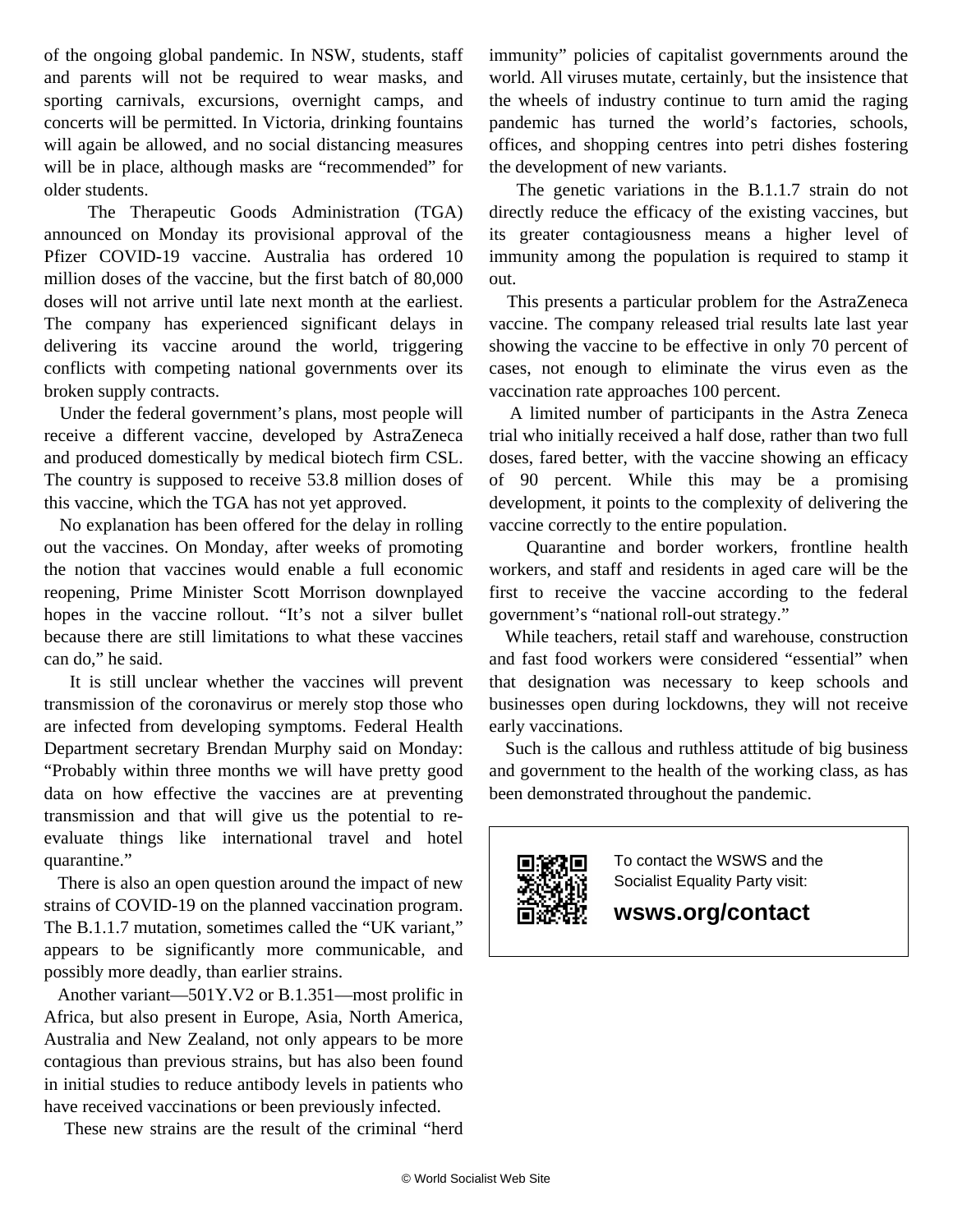of the ongoing global pandemic. In NSW, students, staff and parents will not be required to wear masks, and sporting carnivals, excursions, overnight camps, and concerts will be permitted. In Victoria, drinking fountains will again be allowed, and no social distancing measures will be in place, although masks are "recommended" for older students.

The Therapeutic Goods Administration (TGA) announced on Monday its provisional approval of the Pfizer COVID-19 vaccine. Australia has ordered 10 million doses of the vaccine, but the first batch of 80,000 doses will not arrive until late next month at the earliest. The company has experienced significant delays in delivering its vaccine around the world, triggering conflicts with competing national governments over its broken supply contracts.

Under the federal government's plans, most people will receive a different vaccine, developed by AstraZeneca and produced domestically by medical biotech firm CSL. The country is supposed to receive 53.8 million doses of this vaccine, which the TGA has not yet approved.

No explanation has been offered for the delay in rolling out the vaccines. On Monday, after weeks of promoting the notion that vaccines would enable a full economic reopening, Prime Minister Scott Morrison downplayed hopes in the vaccine rollout. "It's not a silver bullet because there are still limitations to what these vaccines can do," he said.

It is still unclear whether the vaccines will prevent transmission of the coronavirus or merely stop those who are infected from developing symptoms. Federal Health Department secretary Brendan Murphy said on Monday: "Probably within three months we will have pretty good data on how effective the vaccines are at preventing transmission and that will give us the potential to re-evaluate things like international travel and hotel quarantine."

There is also an open question around the impact of new strains of COVID-19 on the planned vaccination program. The B.1.1.7 mutation, sometimes called the "UK variant," appears to be significantly more communicable, and possibly more deadly, than earlier strains.

Another variant—501Y.V2 or B.1.351—most prolific in Africa, but also present in Europe, Asia, North America, Australia and New Zealand, not only appears to be more contagious than previous strains, but has also been found in initial studies to reduce antibody levels in patients who have received vaccinations or been previously infected.

These new strains are the result of the criminal "herd immunity" policies of capitalist governments around the world. All viruses mutate, certainly, but the insistence that the wheels of industry continue to turn amid the raging pandemic has turned the world's factories, schools, offices, and shopping centres into petri dishes fostering the development of new variants.

The genetic variations in the B.1.1.7 strain do not directly reduce the efficacy of the existing vaccines, but its greater contagiousness means a higher level of immunity among the population is required to stamp it out.

This presents a particular problem for the AstraZeneca vaccine. The company released trial results late last year showing the vaccine to be effective in only 70 percent of cases, not enough to eliminate the virus even as the vaccination rate approaches 100 percent.

A limited number of participants in the Astra Zeneca trial who initially received a half dose, rather than two full doses, fared better, with the vaccine showing an efficacy of 90 percent. While this may be a promising development, it points to the complexity of delivering the vaccine correctly to the entire population.

Quarantine and border workers, frontline health workers, and staff and residents in aged care will be the first to receive the vaccine according to the federal government's "national roll-out strategy."

While teachers, retail staff and warehouse, construction and fast food workers were considered "essential" when that designation was necessary to keep schools and businesses open during lockdowns, they will not receive early vaccinations.

Such is the callous and ruthless attitude of big business and government to the health of the working class, as has been demonstrated throughout the pandemic.

To contact the WSWS and the Socialist Equality Party visit:

**wsws.org/contact**